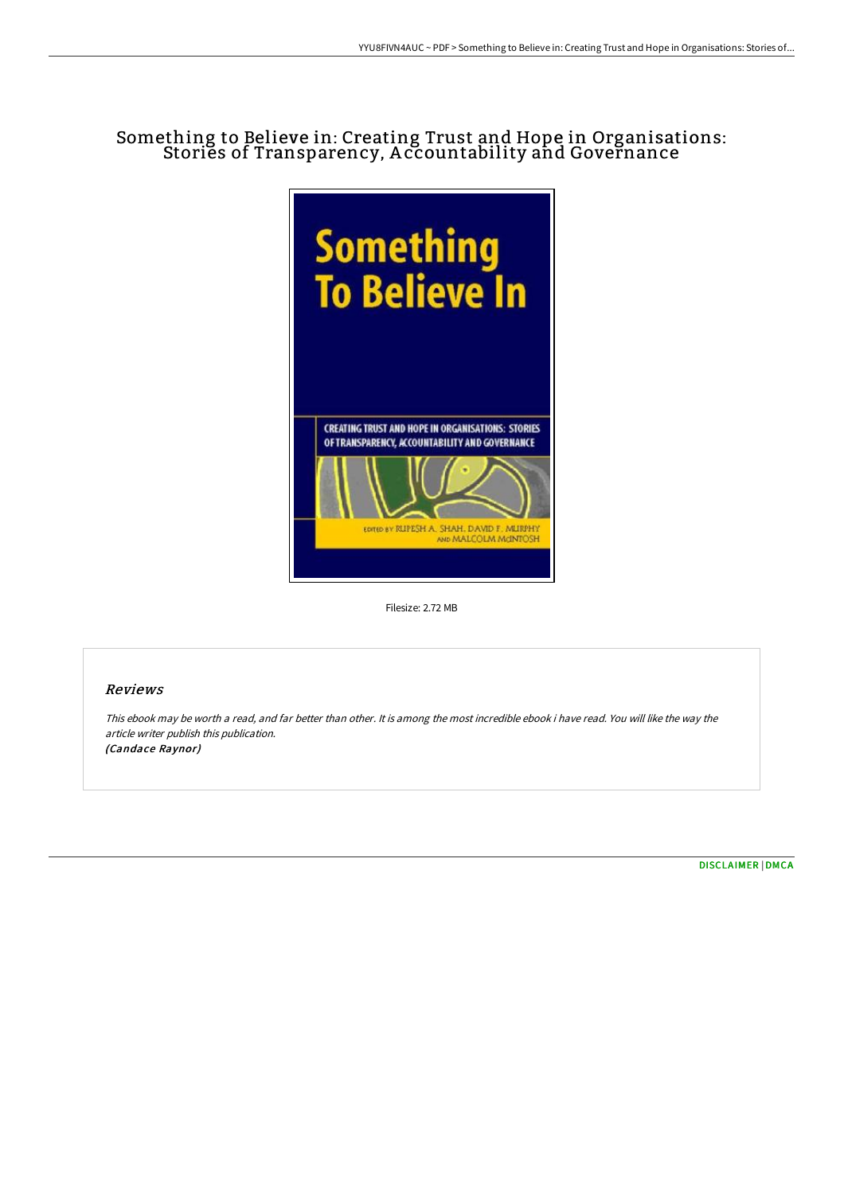# Something to Believe in: Creating Trust and Hope in Organisations: Stories of Transparency, Accountability and Governance

Filesize: 2.72 MB

## Reviews

*This ebook may be worth a read, and far better than other. It is among the most incredible ebook i have read. You will like the way the article writer publish this publication.*
*(Candace Raynor)*

DISCLAIMER | DMCA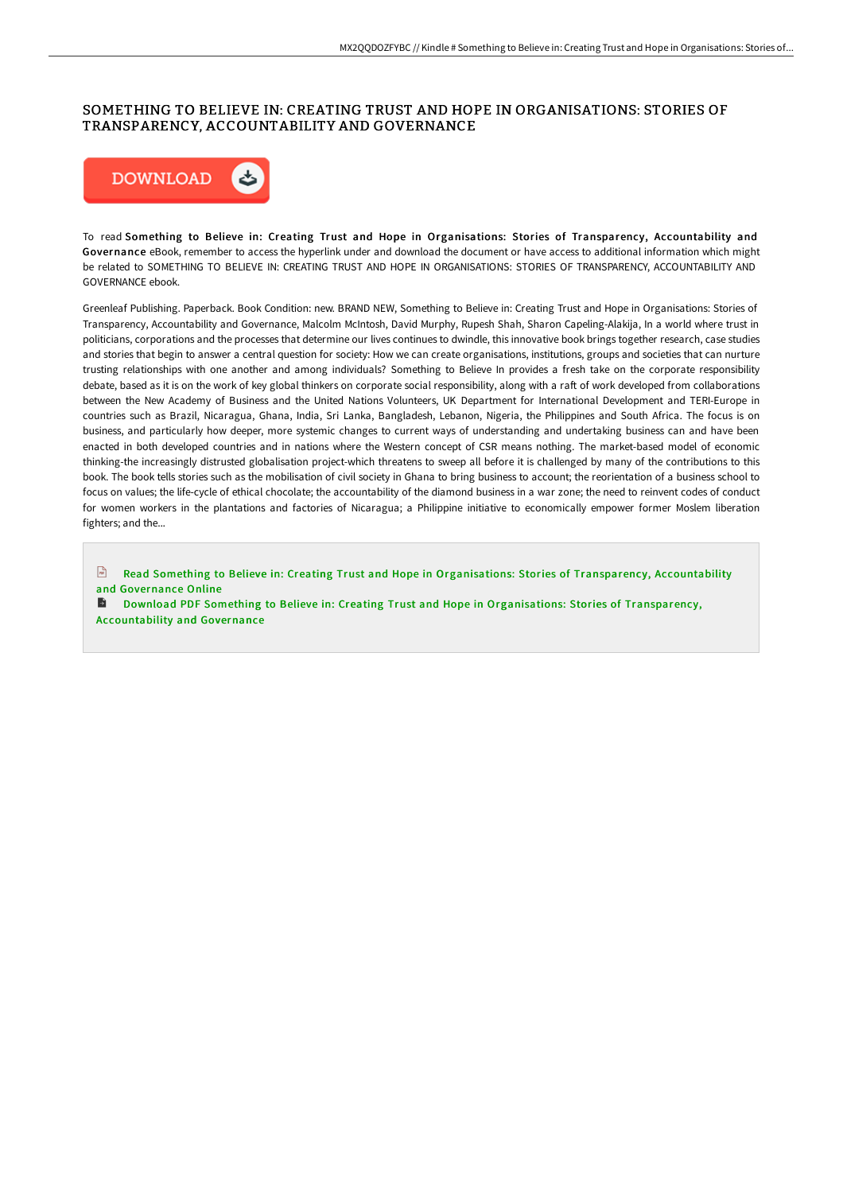# SOMETHING TO BELIEVE IN: CREATING TRUST AND HOPE IN ORGANISATIONS: STORIES OF TRANSPARENCY, ACCOUNTABILITY AND GOVERNANCE

DOWNLOAD

To read **Something to Believe in: Creating Trust and Hope in Organisations: Stories of Transparency, Accountability and Governance** eBook, remember to access the hyperlink under and download the document or have access to additional information which might be related to SOMETHING TO BELIEVE IN: CREATING TRUST AND HOPE IN ORGANISATIONS: STORIES OF TRANSPARENCY, ACCOUNTABILITY AND GOVERNANCE ebook.

Greenleaf Publishing. Paperback. Book Condition: new. BRAND NEW, Something to Believe in: Creating Trust and Hope in Organisations: Stories of Transparency, Accountability and Governance, Malcolm McIntosh, David Murphy, Rupesh Shah, Sharon Capeling-Alakija, In a world where trust in politicians, corporations and the processes that determine our lives continues to dwindle, this innovative book brings together research, case studies and stories that begin to answer a central question for society: How we can create organisations, institutions, groups and societies that can nurture trusting relationships with one another and among individuals? Something to Believe In provides a fresh take on the corporate responsibility debate, based as it is on the work of key global thinkers on corporate social responsibility, along with a raft of work developed from collaborations between the New Academy of Business and the United Nations Volunteers, UK Department for International Development and TERI-Europe in countries such as Brazil, Nicaragua, Ghana, India, Sri Lanka, Bangladesh, Lebanon, Nigeria, the Philippines and South Africa. The focus is on business, and particularly how deeper, more systemic changes to current ways of understanding and undertaking business can and have been enacted in both developed countries and in nations where the Western concept of CSR means nothing. The market-based model of economic thinking-the increasingly distrusted globalisation project-which threatens to sweep all before it is challenged by many of the contributions to this book. The book tells stories such as the mobilisation of civil society in Ghana to bring business to account; the reorientation of a business school to focus on values; the life-cycle of ethical chocolate; the accountability of the diamond business in a war zone; the need to reinvent codes of conduct for women workers in the plantations and factories of Nicaragua; a Philippine initiative to economically empower former Moslem liberation fighters; and the...

Read Something to Believe in: Creating Trust and Hope in Organisations: Stories of Transparency, Accountability and Governance Online

Download PDF Something to Believe in: Creating Trust and Hope in Organisations: Stories of Transparency, Accountability and Governance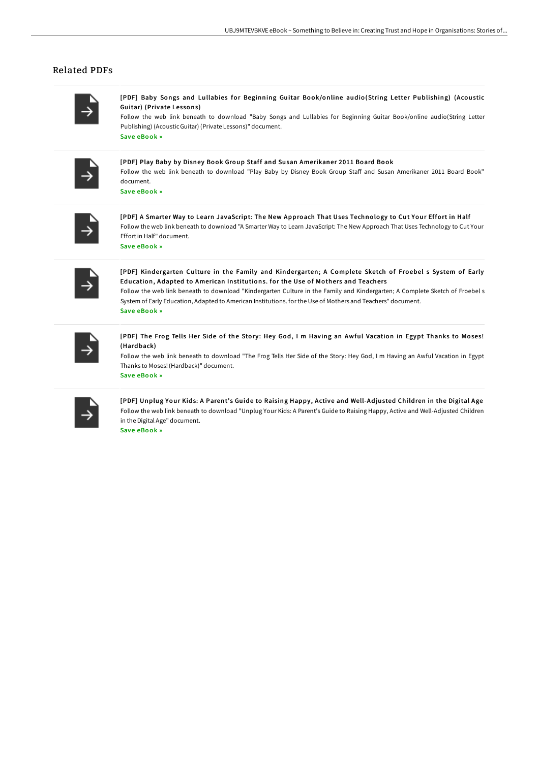## Related PDFs

**[PDF] Baby Songs and Lullabies for Beginning Guitar Book/online audio(String Letter Publishing) (Acoustic Guitar) (Private Lessons)**

Follow the web link beneath to download "Baby Songs and Lullabies for Beginning Guitar Book/online audio(String Letter Publishing) (Acoustic Guitar) (Private Lessons)" document.

Save eBook »

**[PDF] Play Baby by Disney Book Group Staff and Susan Amerikaner 2011 Board Book**

Follow the web link beneath to download "Play Baby by Disney Book Group Staff and Susan Amerikaner 2011 Board Book" document.

Save eBook »

**[PDF] A Smarter Way to Learn JavaScript: The New Approach That Uses Technology to Cut Your Effort in Half**

Follow the web link beneath to download "A Smarter Way to Learn JavaScript: The New Approach That Uses Technology to Cut Your Effort in Half" document.

Save eBook »

**[PDF] Kindergarten Culture in the Family and Kindergarten; A Complete Sketch of Froebel s System of Early Education, Adapted to American Institutions. for the Use of Mothers and Teachers**

Follow the web link beneath to download "Kindergarten Culture in the Family and Kindergarten; A Complete Sketch of Froebel s System of Early Education, Adapted to American Institutions. for the Use of Mothers and Teachers" document.

Save eBook »

**[PDF] The Frog Tells Her Side of the Story: Hey God, I m Having an Awful Vacation in Egypt Thanks to Moses! (Hardback)**

Follow the web link beneath to download "The Frog Tells Her Side of the Story: Hey God, I m Having an Awful Vacation in Egypt Thanks to Moses! (Hardback)" document.

Save eBook »

**[PDF] Unplug Your Kids: A Parent's Guide to Raising Happy, Active and Well-Adjusted Children in the Digital Age**

Follow the web link beneath to download "Unplug Your Kids: A Parent's Guide to Raising Happy, Active and Well-Adjusted Children in the Digital Age" document.

Save eBook »